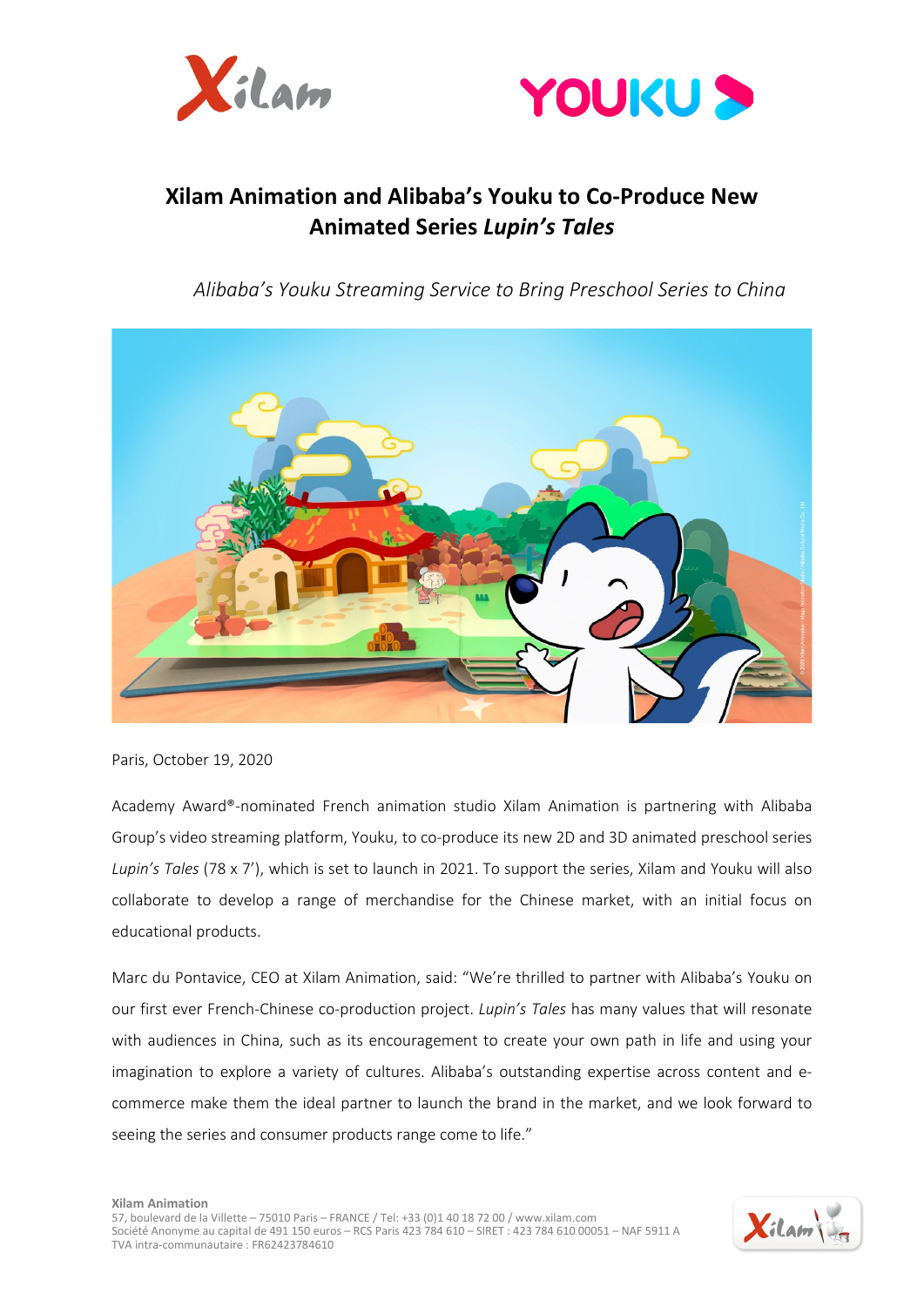# Xilam Animation and Alibaba's Youku to Co-Produce New Animated Series *Lupin's Tales*

*Alibaba's Youku Streaming Service to Bring Preschool Series to China*

Paris, October 19, 2020

Academy Award®-nominated French animation studio Xilam Animation is partnering with Alibaba Group's video streaming platform, Youku, to co-produce its new 2D and 3D animated preschool series *Lupin's Tales* (78 x 7'), which is set to launch in 2021. To support the series, Xilam and Youku will also collaborate to develop a range of merchandise for the Chinese market, with an initial focus on educational products.

Marc du Pontavice, CEO at Xilam Animation, said: "We're thrilled to partner with Alibaba's Youku on our first ever French-Chinese co-production project. *Lupin's Tales* has many values that will resonate with audiences in China, such as its encouragement to create your own path in life and using your imagination to explore a variety of cultures. Alibaba's outstanding expertise across content and e-commerce make them the ideal partner to launch the brand in the market, and we look forward to seeing the series and consumer products range come to life."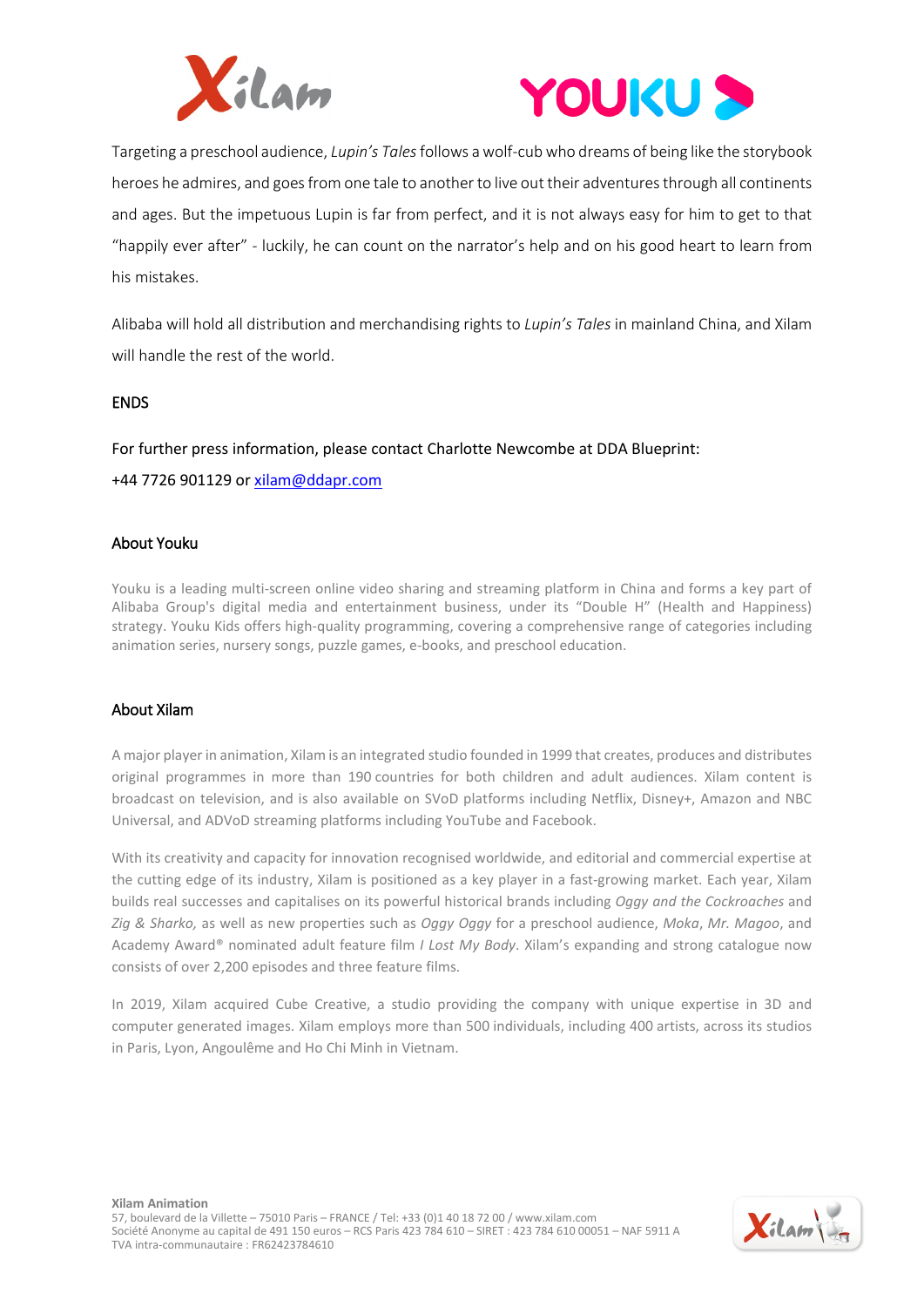Targeting a preschool audience, *Lupin's Tales* follows a wolf-cub who dreams of being like the storybook heroes he admires, and goes from one tale to another to live out their adventures through all continents and ages. But the impetuous Lupin is far from perfect, and it is not always easy for him to get to that "happily ever after" - luckily, he can count on the narrator's help and on his good heart to learn from his mistakes.

Alibaba will hold all distribution and merchandising rights to *Lupin's Tales* in mainland China, and Xilam will handle the rest of the world.

ENDS

For further press information, please contact Charlotte Newcombe at DDA Blueprint:
+44 7726 901129 or xilam@ddapr.com

## About Youku

Youku is a leading multi-screen online video sharing and streaming platform in China and forms a key part of Alibaba Group's digital media and entertainment business, under its "Double H" (Health and Happiness) strategy. Youku Kids offers high-quality programming, covering a comprehensive range of categories including animation series, nursery songs, puzzle games, e-books, and preschool education.

## About Xilam

A major player in animation, Xilam is an integrated studio founded in 1999 that creates, produces and distributes original programmes in more than 190 countries for both children and adult audiences. Xilam content is broadcast on television, and is also available on SVoD platforms including Netflix, Disney+, Amazon and NBC Universal, and ADVoD streaming platforms including YouTube and Facebook.

With its creativity and capacity for innovation recognised worldwide, and editorial and commercial expertise at the cutting edge of its industry, Xilam is positioned as a key player in a fast-growing market. Each year, Xilam builds real successes and capitalises on its powerful historical brands including *Oggy and the Cockroaches* and *Zig & Sharko,* as well as new properties such as *Oggy Oggy* for a preschool audience, *Moka*, *Mr. Magoo*, and Academy Award® nominated adult feature film *I Lost My Body*. Xilam's expanding and strong catalogue now consists of over 2,200 episodes and three feature films.

In 2019, Xilam acquired Cube Creative, a studio providing the company with unique expertise in 3D and computer generated images. Xilam employs more than 500 individuals, including 400 artists, across its studios in Paris, Lyon, Angoulême and Ho Chi Minh in Vietnam.

**Xilam Animation**
57, boulevard de la Villette – 75010 Paris – FRANCE / Tel: +33 (0)1 40 18 72 00 / www.xilam.com
Société Anonyme au capital de 491 150 euros – RCS Paris 423 784 610 – SIRET : 423 784 610 00051 – NAF 5911 A
TVA intra-communautaire : FR62423784610